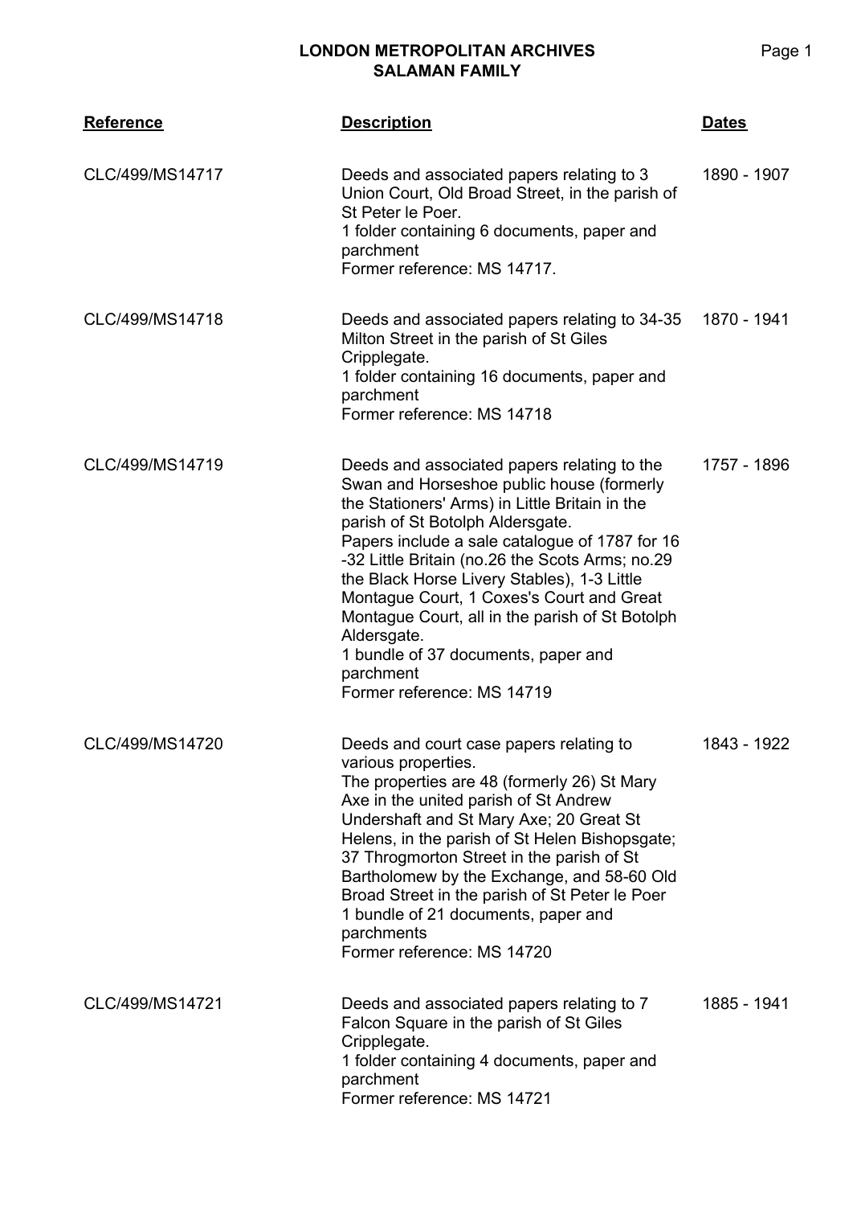# LONDON METROPOLITAN ARCHIVES
## SALAMAN FAMILY

| Reference | Description | Dates |
|---|---|---|
| CLC/499/MS14717 | Deeds and associated papers relating to 3 Union Court, Old Broad Street, in the parish of St Peter le Poer.<br>1 folder containing 6 documents, paper and parchment<br>Former reference: MS 14717. | 1890 - 1907 |
| CLC/499/MS14718 | Deeds and associated papers relating to 34-35 Milton Street in the parish of St Giles Cripplegate.<br>1 folder containing 16 documents, paper and parchment<br>Former reference: MS 14718 | 1870 - 1941 |
| CLC/499/MS14719 | Deeds and associated papers relating to the Swan and Horseshoe public house (formerly the Stationers' Arms) in Little Britain in the parish of St Botolph Aldersgate.<br>Papers include a sale catalogue of 1787 for 16 -32 Little Britain (no.26 the Scots Arms; no.29 the Black Horse Livery Stables), 1-3 Little Montague Court, 1 Coxes's Court and Great Montague Court, all in the parish of St Botolph Aldersgate.<br>1 bundle of 37 documents, paper and parchment<br>Former reference: MS 14719 | 1757 - 1896 |
| CLC/499/MS14720 | Deeds and court case papers relating to various properties.<br>The properties are 48 (formerly 26) St Mary Axe in the united parish of St Andrew Undershaft and St Mary Axe; 20 Great St Helens, in the parish of St Helen Bishopsgate; 37 Throgmorton Street in the parish of St Bartholomew by the Exchange, and 58-60 Old Broad Street in the parish of St Peter le Poer<br>1 bundle of 21 documents, paper and parchments<br>Former reference: MS 14720 | 1843 - 1922 |
| CLC/499/MS14721 | Deeds and associated papers relating to 7 Falcon Square in the parish of St Giles Cripplegate.<br>1 folder containing 4 documents, paper and parchment<br>Former reference: MS 14721 | 1885 - 1941 |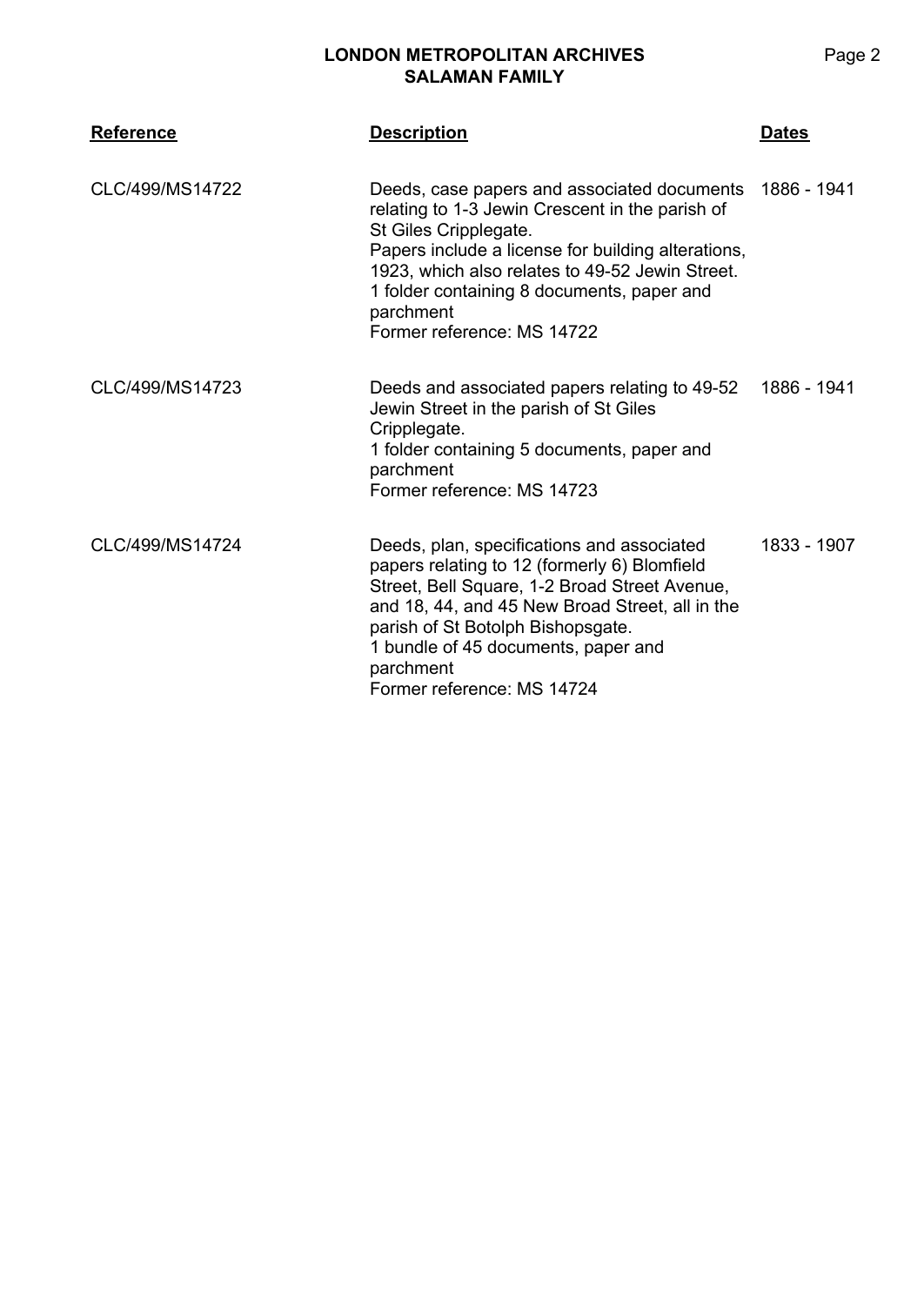| Reference | Description | Dates |
| --- | --- | --- |
| CLC/499/MS14722 | Deeds, case papers and associated documents relating to 1-3 Jewin Crescent in the parish of St Giles Cripplegate.<br>Papers include a license for building alterations, 1923, which also relates to 49-52 Jewin Street.<br>1 folder containing 8 documents, paper and parchment<br>Former reference: MS 14722 | 1886 - 1941 |
| CLC/499/MS14723 | Deeds and associated papers relating to 49-52 Jewin Street in the parish of St Giles Cripplegate.<br>1 folder containing 5 documents, paper and parchment<br>Former reference: MS 14723 | 1886 - 1941 |
| CLC/499/MS14724 | Deeds, plan, specifications and associated papers relating to 12 (formerly 6) Blomfield Street, Bell Square, 1-2 Broad Street Avenue, and 18, 44, and 45 New Broad Street, all in the parish of St Botolph Bishopsgate.<br>1 bundle of 45 documents, paper and parchment<br>Former reference: MS 14724 | 1833 - 1907 |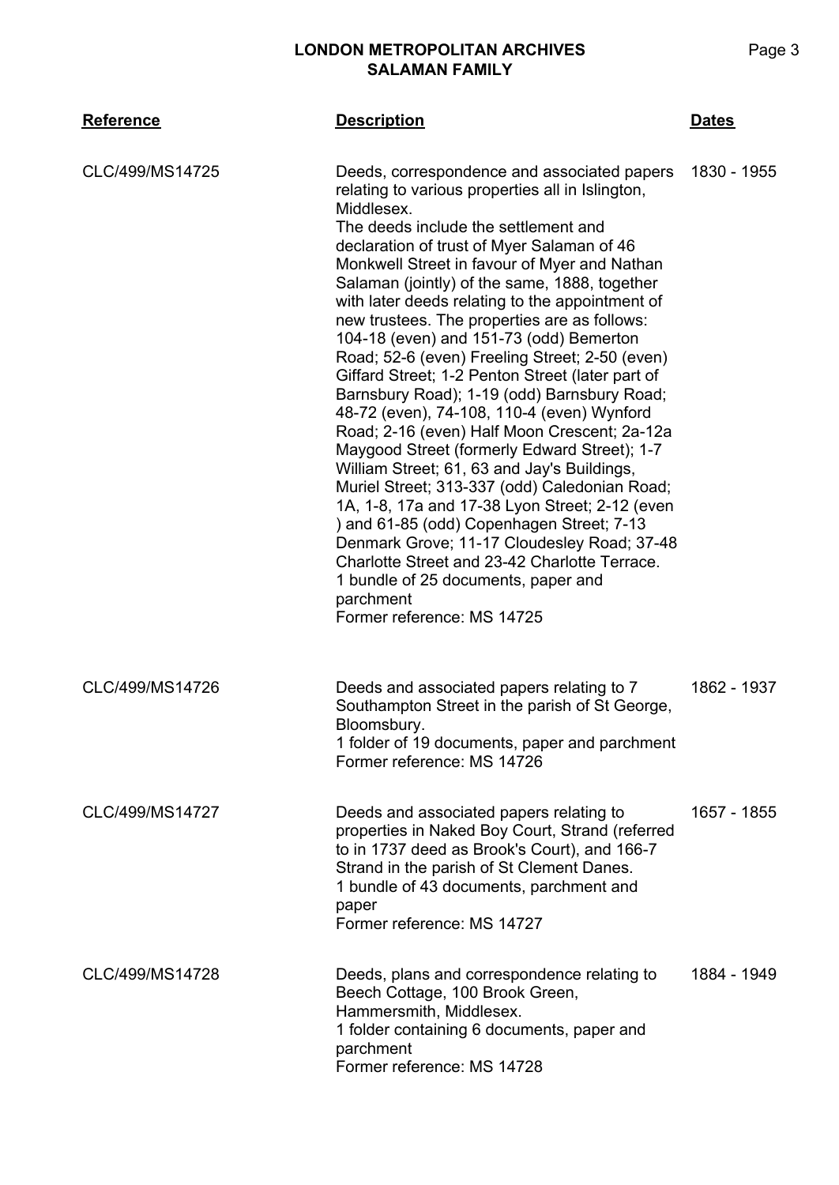| Reference | Description | Dates |
|---|---|---|
| CLC/499/MS14725 | Deeds, correspondence and associated papers relating to various properties all in Islington, Middlesex.<br>The deeds include the settlement and declaration of trust of Myer Salaman of 46 Monkwell Street in favour of Myer and Nathan Salaman (jointly) of the same, 1888, together with later deeds relating to the appointment of new trustees. The properties are as follows: 104-18 (even) and 151-73 (odd) Bemerton Road; 52-6 (even) Freeling Street; 2-50 (even) Giffard Street; 1-2 Penton Street (later part of Barnsbury Road); 1-19 (odd) Barnsbury Road; 48-72 (even), 74-108, 110-4 (even) Wynford Road; 2-16 (even) Half Moon Crescent; 2a-12a Maygood Street (formerly Edward Street); 1-7 William Street; 61, 63 and Jay's Buildings, Muriel Street; 313-337 (odd) Caledonian Road; 1A, 1-8, 17a and 17-38 Lyon Street; 2-12 (even ) and 61-85 (odd) Copenhagen Street; 7-13 Denmark Grove; 11-17 Cloudesley Road; 37-48 Charlotte Street and 23-42 Charlotte Terrace.<br>1 bundle of 25 documents, paper and parchment<br>Former reference: MS 14725 | 1830 - 1955 |
| CLC/499/MS14726 | Deeds and associated papers relating to 7 Southampton Street in the parish of St George, Bloomsbury.<br>1 folder of 19 documents, paper and parchment<br>Former reference: MS 14726 | 1862 - 1937 |
| CLC/499/MS14727 | Deeds and associated papers relating to properties in Naked Boy Court, Strand (referred to in 1737 deed as Brook's Court), and 166-7 Strand in the parish of St Clement Danes.<br>1 bundle of 43 documents, parchment and paper<br>Former reference: MS 14727 | 1657 - 1855 |
| CLC/499/MS14728 | Deeds, plans and correspondence relating to Beech Cottage, 100 Brook Green, Hammersmith, Middlesex.<br>1 folder containing 6 documents, paper and parchment<br>Former reference: MS 14728 | 1884 - 1949 |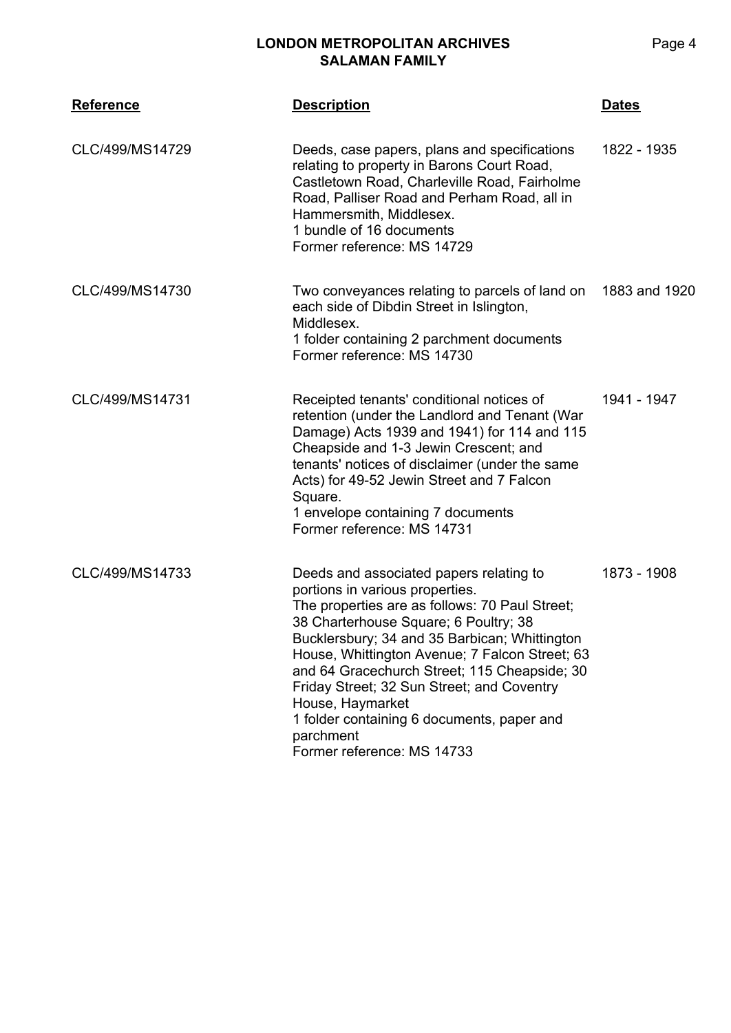| Reference | Description | Dates |
|---|---|---|
| CLC/499/MS14729 | Deeds, case papers, plans and specifications relating to property in Barons Court Road, Castletown Road, Charleville Road, Fairholme Road, Palliser Road and Perham Road, all in Hammersmith, Middlesex.<br>1 bundle of 16 documents<br>Former reference: MS 14729 | 1822 - 1935 |
| CLC/499/MS14730 | Two conveyances relating to parcels of land on each side of Dibdin Street in Islington, Middlesex.<br>1 folder containing 2 parchment documents<br>Former reference: MS 14730 | 1883 and 1920 |
| CLC/499/MS14731 | Receipted tenants' conditional notices of retention (under the Landlord and Tenant (War Damage) Acts 1939 and 1941) for 114 and 115 Cheapside and 1-3 Jewin Crescent; and tenants' notices of disclaimer (under the same Acts) for 49-52 Jewin Street and 7 Falcon Square.<br>1 envelope containing 7 documents<br>Former reference: MS 14731 | 1941 - 1947 |
| CLC/499/MS14733 | Deeds and associated papers relating to portions in various properties.<br>The properties are as follows: 70 Paul Street; 38 Charterhouse Square; 6 Poultry; 38 Bucklersbury; 34 and 35 Barbican; Whittington House, Whittington Avenue; 7 Falcon Street; 63 and 64 Gracechurch Street; 115 Cheapside; 30 Friday Street; 32 Sun Street; and Coventry House, Haymarket<br>1 folder containing 6 documents, paper and parchment<br>Former reference: MS 14733 | 1873 - 1908 |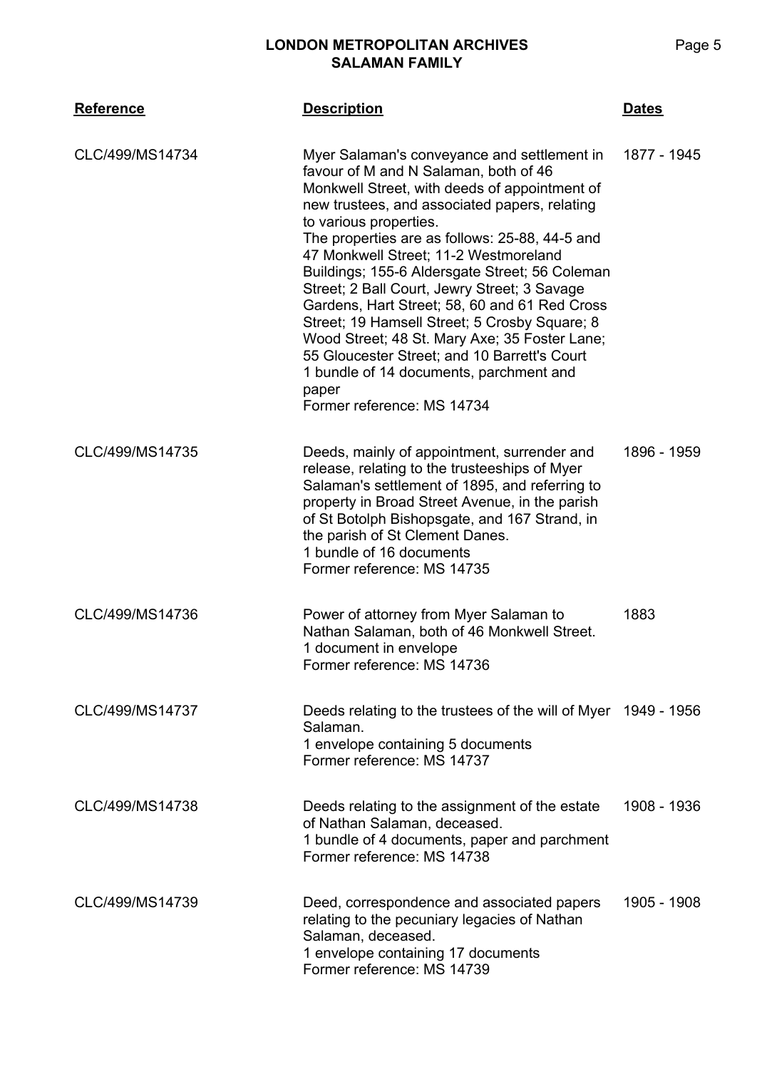| Reference | Description | Dates |
|---|---|---|
| CLC/499/MS14734 | Myer Salaman's conveyance and settlement in favour of M and N Salaman, both of 46 Monkwell Street, with deeds of appointment of new trustees, and associated papers, relating to various properties.<br>The properties are as follows: 25-88, 44-5 and 47 Monkwell Street; 11-2 Westmoreland Buildings; 155-6 Aldersgate Street; 56 Coleman Street; 2 Ball Court, Jewry Street; 3 Savage Gardens, Hart Street; 58, 60 and 61 Red Cross Street; 19 Hamsell Street; 5 Crosby Square; 8 Wood Street; 48 St. Mary Axe; 35 Foster Lane; 55 Gloucester Street; and 10 Barrett's Court<br>1 bundle of 14 documents, parchment and paper<br>Former reference: MS 14734 | 1877 - 1945 |
| CLC/499/MS14735 | Deeds, mainly of appointment, surrender and release, relating to the trusteeships of Myer Salaman's settlement of 1895, and referring to property in Broad Street Avenue, in the parish of St Botolph Bishopsgate, and 167 Strand, in the parish of St Clement Danes.<br>1 bundle of 16 documents<br>Former reference: MS 14735 | 1896 - 1959 |
| CLC/499/MS14736 | Power of attorney from Myer Salaman to Nathan Salaman, both of 46 Monkwell Street.<br>1 document in envelope<br>Former reference: MS 14736 | 1883 |
| CLC/499/MS14737 | Deeds relating to the trustees of the will of Myer Salaman.<br>1 envelope containing 5 documents<br>Former reference: MS 14737 | 1949 - 1956 |
| CLC/499/MS14738 | Deeds relating to the assignment of the estate of Nathan Salaman, deceased.<br>1 bundle of 4 documents, paper and parchment<br>Former reference: MS 14738 | 1908 - 1936 |
| CLC/499/MS14739 | Deed, correspondence and associated papers relating to the pecuniary legacies of Nathan Salaman, deceased.<br>1 envelope containing 17 documents<br>Former reference: MS 14739 | 1905 - 1908 |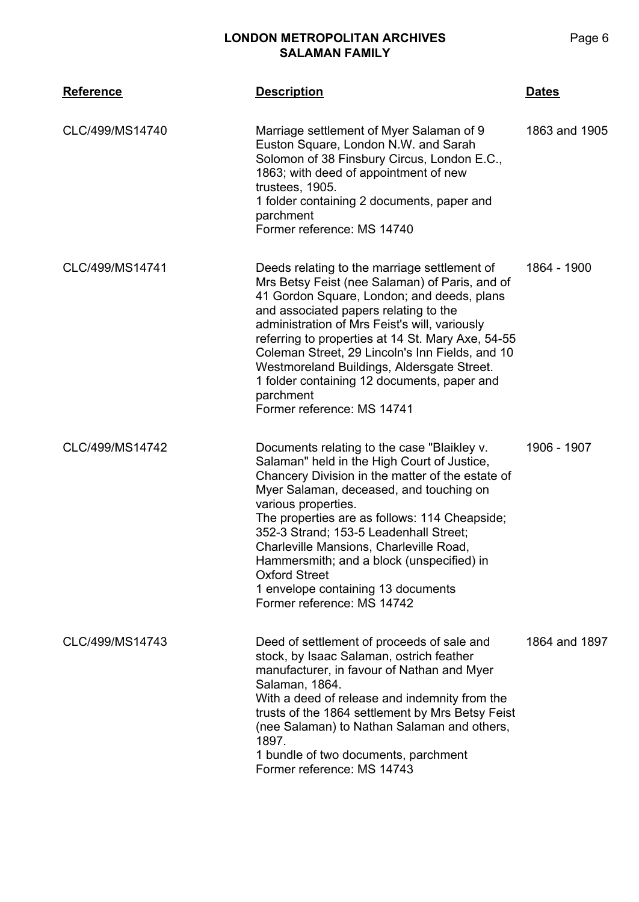| Reference | Description | Dates |
|---|---|---|
| CLC/499/MS14740 | Marriage settlement of Myer Salaman of 9 Euston Square, London N.W. and Sarah Solomon of 38 Finsbury Circus, London E.C., 1863; with deed of appointment of new trustees, 1905.<br>1 folder containing 2 documents, paper and parchment<br>Former reference: MS 14740 | 1863 and 1905 |
| CLC/499/MS14741 | Deeds relating to the marriage settlement of Mrs Betsy Feist (nee Salaman) of Paris, and of 41 Gordon Square, London; and deeds, plans and associated papers relating to the administration of Mrs Feist's will, variously referring to properties at 14 St. Mary Axe, 54-55 Coleman Street, 29 Lincoln's Inn Fields, and 10 Westmoreland Buildings, Aldersgate Street.<br>1 folder containing 12 documents, paper and parchment<br>Former reference: MS 14741 | 1864 - 1900 |
| CLC/499/MS14742 | Documents relating to the case "Blaikley v. Salaman" held in the High Court of Justice, Chancery Division in the matter of the estate of Myer Salaman, deceased, and touching on various properties.<br>The properties are as follows: 114 Cheapside; 352-3 Strand; 153-5 Leadenhall Street; Charleville Mansions, Charleville Road, Hammersmith; and a block (unspecified) in Oxford Street<br>1 envelope containing 13 documents<br>Former reference: MS 14742 | 1906 - 1907 |
| CLC/499/MS14743 | Deed of settlement of proceeds of sale and stock, by Isaac Salaman, ostrich feather manufacturer, in favour of Nathan and Myer Salaman, 1864.<br>With a deed of release and indemnity from the trusts of the 1864 settlement by Mrs Betsy Feist (nee Salaman) to Nathan Salaman and others, 1897.<br>1 bundle of two documents, parchment<br>Former reference: MS 14743 | 1864 and 1897 |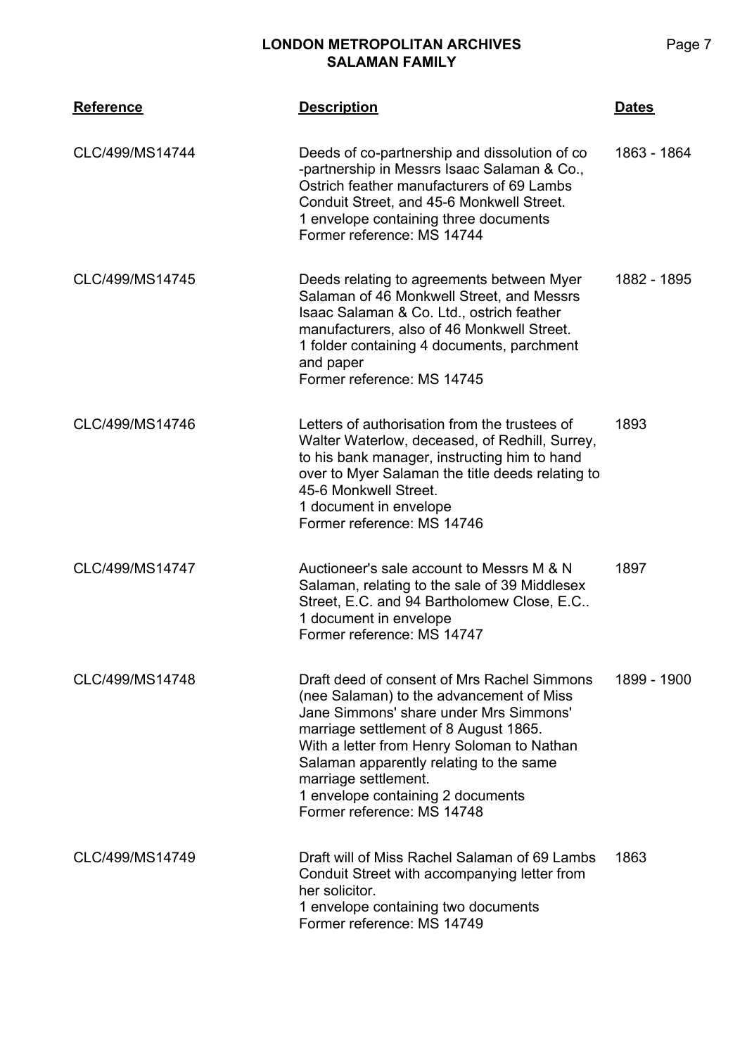| Reference | Description | Dates |
|---|---|---|
| CLC/499/MS14744 | Deeds of co-partnership and dissolution of co -partnership in Messrs Isaac Salaman & Co., Ostrich feather manufacturers of 69 Lambs Conduit Street, and 45-6 Monkwell Street.<br>1 envelope containing three documents<br>Former reference: MS 14744 | 1863 - 1864 |
| CLC/499/MS14745 | Deeds relating to agreements between Myer Salaman of 46 Monkwell Street, and Messrs Isaac Salaman & Co. Ltd., ostrich feather manufacturers, also of 46 Monkwell Street.<br>1 folder containing 4 documents, parchment and paper<br>Former reference: MS 14745 | 1882 - 1895 |
| CLC/499/MS14746 | Letters of authorisation from the trustees of Walter Waterlow, deceased, of Redhill, Surrey, to his bank manager, instructing him to hand over to Myer Salaman the title deeds relating to 45-6 Monkwell Street.<br>1 document in envelope<br>Former reference: MS 14746 | 1893 |
| CLC/499/MS14747 | Auctioneer's sale account to Messrs M & N Salaman, relating to the sale of 39 Middlesex Street, E.C. and 94 Bartholomew Close, E.C..<br>1 document in envelope<br>Former reference: MS 14747 | 1897 |
| CLC/499/MS14748 | Draft deed of consent of Mrs Rachel Simmons (nee Salaman) to the advancement of Miss Jane Simmons' share under Mrs Simmons' marriage settlement of 8 August 1865.<br>With a letter from Henry Soloman to Nathan Salaman apparently relating to the same marriage settlement.<br>1 envelope containing 2 documents<br>Former reference: MS 14748 | 1899 - 1900 |
| CLC/499/MS14749 | Draft will of Miss Rachel Salaman of 69 Lambs Conduit Street with accompanying letter from her solicitor.<br>1 envelope containing two documents<br>Former reference: MS 14749 | 1863 |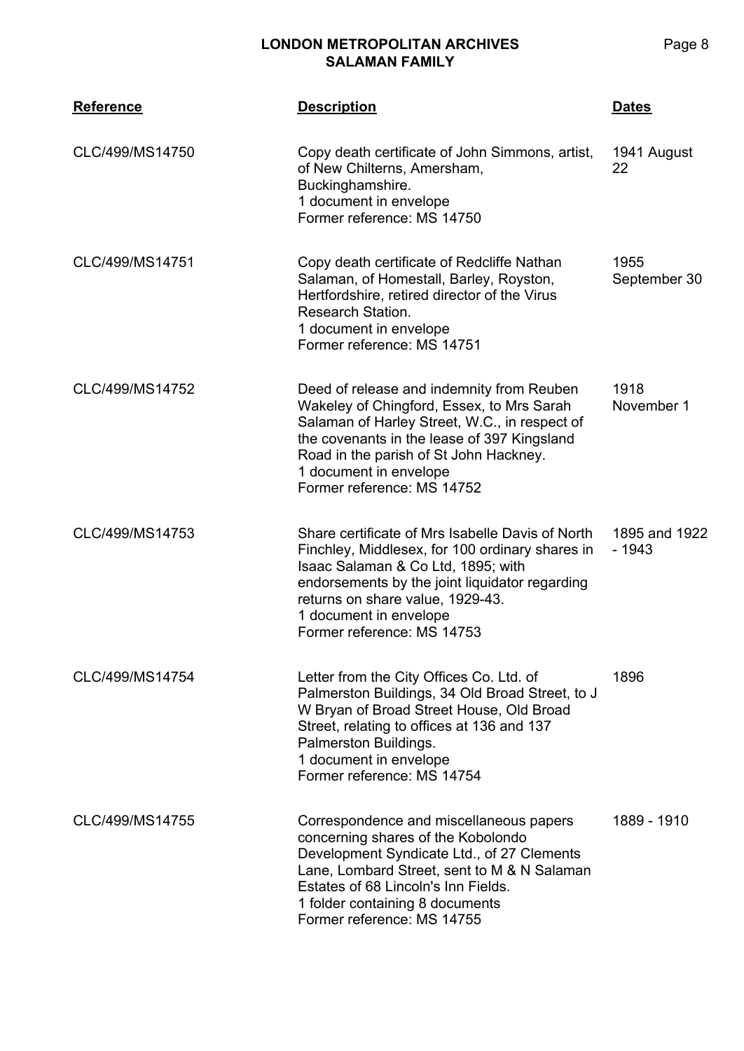| Reference | Description | Dates |
|---|---|---|
| CLC/499/MS14750 | Copy death certificate of John Simmons, artist, of New Chilterns, Amersham, Buckinghamshire.<br>1 document in envelope<br>Former reference: MS 14750 | 1941 August 22 |
| CLC/499/MS14751 | Copy death certificate of Redcliffe Nathan Salaman, of Homestall, Barley, Royston, Hertfordshire, retired director of the Virus Research Station.<br>1 document in envelope<br>Former reference: MS 14751 | 1955 September 30 |
| CLC/499/MS14752 | Deed of release and indemnity from Reuben Wakeley of Chingford, Essex, to Mrs Sarah Salaman of Harley Street, W.C., in respect of the covenants in the lease of 397 Kingsland Road in the parish of St John Hackney.<br>1 document in envelope<br>Former reference: MS 14752 | 1918 November 1 |
| CLC/499/MS14753 | Share certificate of Mrs Isabelle Davis of North Finchley, Middlesex, for 100 ordinary shares in Isaac Salaman & Co Ltd, 1895; with endorsements by the joint liquidator regarding returns on share value, 1929-43.<br>1 document in envelope<br>Former reference: MS 14753 | 1895 and 1922 - 1943 |
| CLC/499/MS14754 | Letter from the City Offices Co. Ltd. of Palmerston Buildings, 34 Old Broad Street, to J W Bryan of Broad Street House, Old Broad Street, relating to offices at 136 and 137 Palmerston Buildings.<br>1 document in envelope<br>Former reference: MS 14754 | 1896 |
| CLC/499/MS14755 | Correspondence and miscellaneous papers concerning shares of the Kobolondo Development Syndicate Ltd., of 27 Clements Lane, Lombard Street, sent to M & N Salaman Estates of 68 Lincoln's Inn Fields.<br>1 folder containing 8 documents<br>Former reference: MS 14755 | 1889 - 1910 |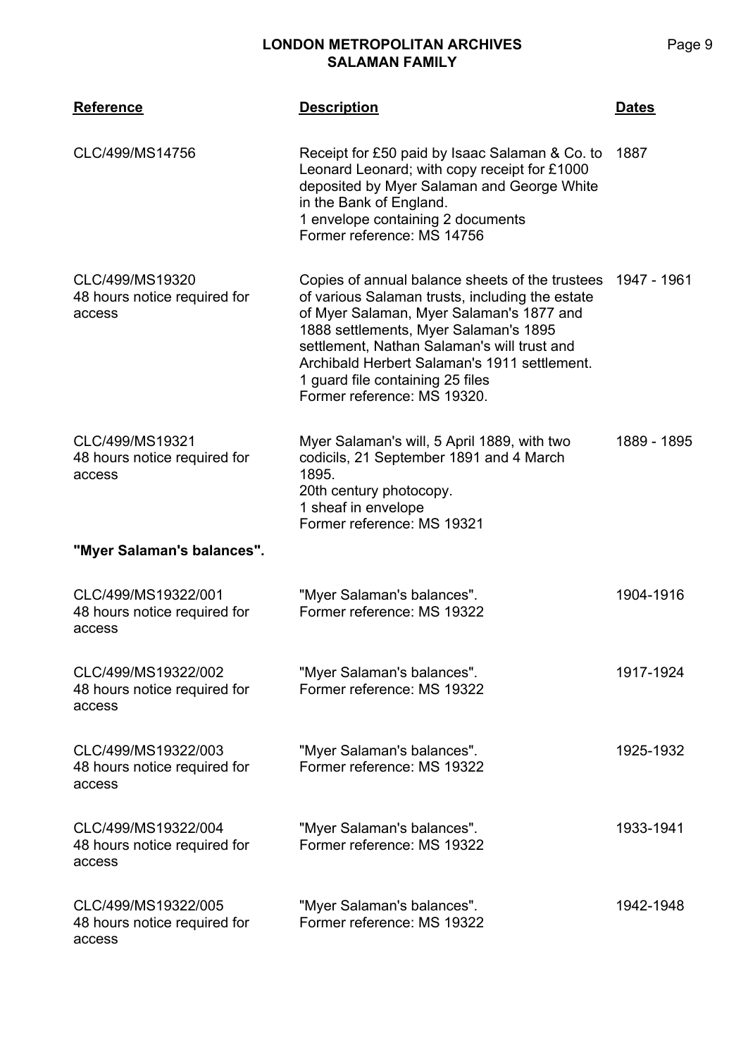| Reference | Description | Dates |
|---|---|---|
| CLC/499/MS14756 | Receipt for £50 paid by Isaac Salaman & Co. to Leonard Leonard; with copy receipt for £1000 deposited by Myer Salaman and George White in the Bank of England.<br>1 envelope containing 2 documents<br>Former reference: MS 14756 | 1887 |
| CLC/499/MS19320<br>48 hours notice required for access | Copies of annual balance sheets of the trustees of various Salaman trusts, including the estate of Myer Salaman, Myer Salaman's 1877 and 1888 settlements, Myer Salaman's 1895 settlement, Nathan Salaman's will trust and Archibald Herbert Salaman's 1911 settlement.<br>1 guard file containing 25 files<br>Former reference: MS 19320. | 1947 - 1961 |
| CLC/499/MS19321<br>48 hours notice required for access | Myer Salaman's will, 5 April 1889, with two codicils, 21 September 1891 and 4 March 1895.<br>20th century photocopy.<br>1 sheaf in envelope<br>Former reference: MS 19321 | 1889 - 1895 |

**"Myer Salaman's balances".**

| Reference | Description | Dates |
|---|---|---|
| CLC/499/MS19322/001<br>48 hours notice required for access | "Myer Salaman's balances".<br>Former reference: MS 19322 | 1904-1916 |
| CLC/499/MS19322/002<br>48 hours notice required for access | "Myer Salaman's balances".<br>Former reference: MS 19322 | 1917-1924 |
| CLC/499/MS19322/003<br>48 hours notice required for access | "Myer Salaman's balances".<br>Former reference: MS 19322 | 1925-1932 |
| CLC/499/MS19322/004<br>48 hours notice required for access | "Myer Salaman's balances".<br>Former reference: MS 19322 | 1933-1941 |
| CLC/499/MS19322/005<br>48 hours notice required for access | "Myer Salaman's balances".<br>Former reference: MS 19322 | 1942-1948 |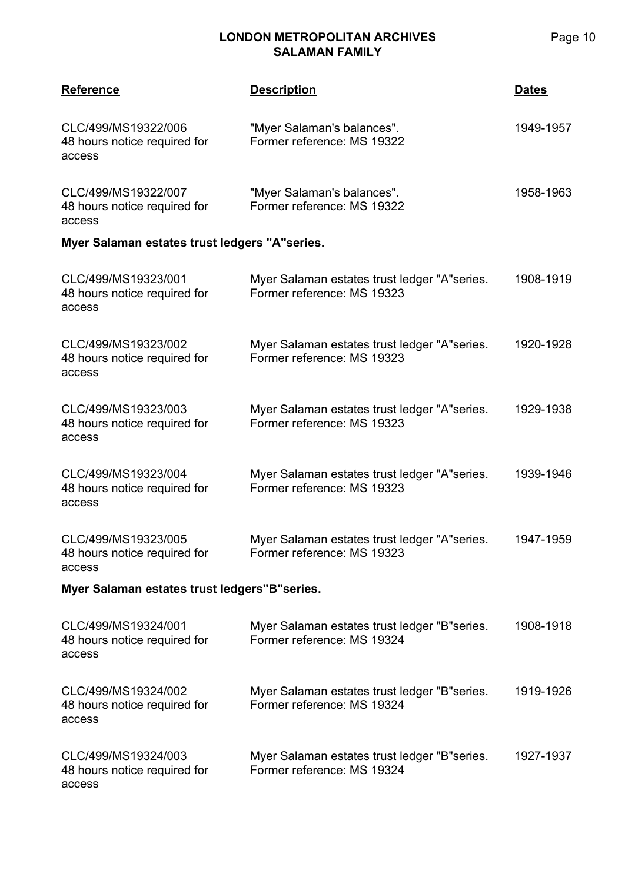| Reference | Description | Dates |
|---|---|---|
| CLC/499/MS19322/006<br>48 hours notice required for access | "Myer Salaman's balances".<br>Former reference: MS 19322 | 1949-1957 |
| CLC/499/MS19322/007<br>48 hours notice required for access | "Myer Salaman's balances".<br>Former reference: MS 19322 | 1958-1963 |

**Myer Salaman estates trust ledgers "A"series.**

| Reference | Description | Dates |
|---|---|---|
| CLC/499/MS19323/001<br>48 hours notice required for access | Myer Salaman estates trust ledger "A"series.<br>Former reference: MS 19323 | 1908-1919 |
| CLC/499/MS19323/002<br>48 hours notice required for access | Myer Salaman estates trust ledger "A"series.<br>Former reference: MS 19323 | 1920-1928 |
| CLC/499/MS19323/003<br>48 hours notice required for access | Myer Salaman estates trust ledger "A"series.<br>Former reference: MS 19323 | 1929-1938 |
| CLC/499/MS19323/004<br>48 hours notice required for access | Myer Salaman estates trust ledger "A"series.<br>Former reference: MS 19323 | 1939-1946 |
| CLC/499/MS19323/005<br>48 hours notice required for access | Myer Salaman estates trust ledger "A"series.<br>Former reference: MS 19323 | 1947-1959 |

**Myer Salaman estates trust ledgers"B"series.**

| Reference | Description | Dates |
|---|---|---|
| CLC/499/MS19324/001<br>48 hours notice required for access | Myer Salaman estates trust ledger "B"series.<br>Former reference: MS 19324 | 1908-1918 |
| CLC/499/MS19324/002<br>48 hours notice required for access | Myer Salaman estates trust ledger "B"series.<br>Former reference: MS 19324 | 1919-1926 |
| CLC/499/MS19324/003<br>48 hours notice required for access | Myer Salaman estates trust ledger "B"series.<br>Former reference: MS 19324 | 1927-1937 |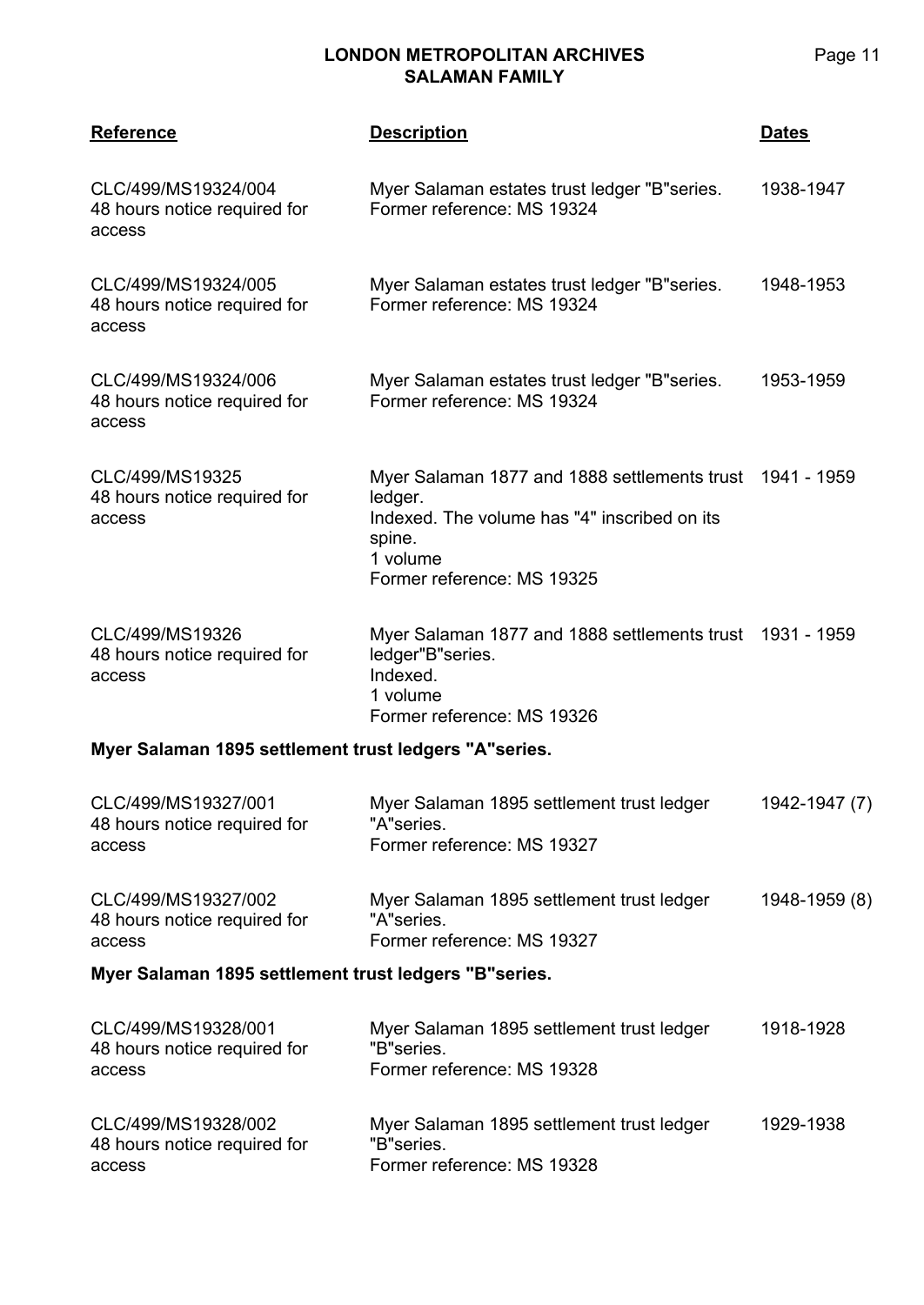| Reference | Description | Dates |
|---|---|---|
| CLC/499/MS19324/004<br>48 hours notice required for access | Myer Salaman estates trust ledger "B"series.<br>Former reference: MS 19324 | 1938-1947 |
| CLC/499/MS19324/005<br>48 hours notice required for access | Myer Salaman estates trust ledger "B"series.<br>Former reference: MS 19324 | 1948-1953 |
| CLC/499/MS19324/006<br>48 hours notice required for access | Myer Salaman estates trust ledger "B"series.<br>Former reference: MS 19324 | 1953-1959 |
| CLC/499/MS19325<br>48 hours notice required for access | Myer Salaman 1877 and 1888 settlements trust ledger.<br>Indexed. The volume has "4" inscribed on its spine.<br>1 volume<br>Former reference: MS 19325 | 1941 - 1959 |
| CLC/499/MS19326<br>48 hours notice required for access | Myer Salaman 1877 and 1888 settlements trust ledger"B"series.<br>Indexed.<br>1 volume<br>Former reference: MS 19326 | 1931 - 1959 |

**Myer Salaman 1895 settlement trust ledgers "A"series.**

| Reference | Description | Dates |
|---|---|---|
| CLC/499/MS19327/001<br>48 hours notice required for access | Myer Salaman 1895 settlement trust ledger "A"series.<br>Former reference: MS 19327 | 1942-1947 (7) |
| CLC/499/MS19327/002<br>48 hours notice required for access | Myer Salaman 1895 settlement trust ledger "A"series.<br>Former reference: MS 19327 | 1948-1959 (8) |

**Myer Salaman 1895 settlement trust ledgers "B"series.**

| Reference | Description | Dates |
|---|---|---|
| CLC/499/MS19328/001<br>48 hours notice required for access | Myer Salaman 1895 settlement trust ledger "B"series.<br>Former reference: MS 19328 | 1918-1928 |
| CLC/499/MS19328/002<br>48 hours notice required for access | Myer Salaman 1895 settlement trust ledger "B"series.<br>Former reference: MS 19328 | 1929-1938 |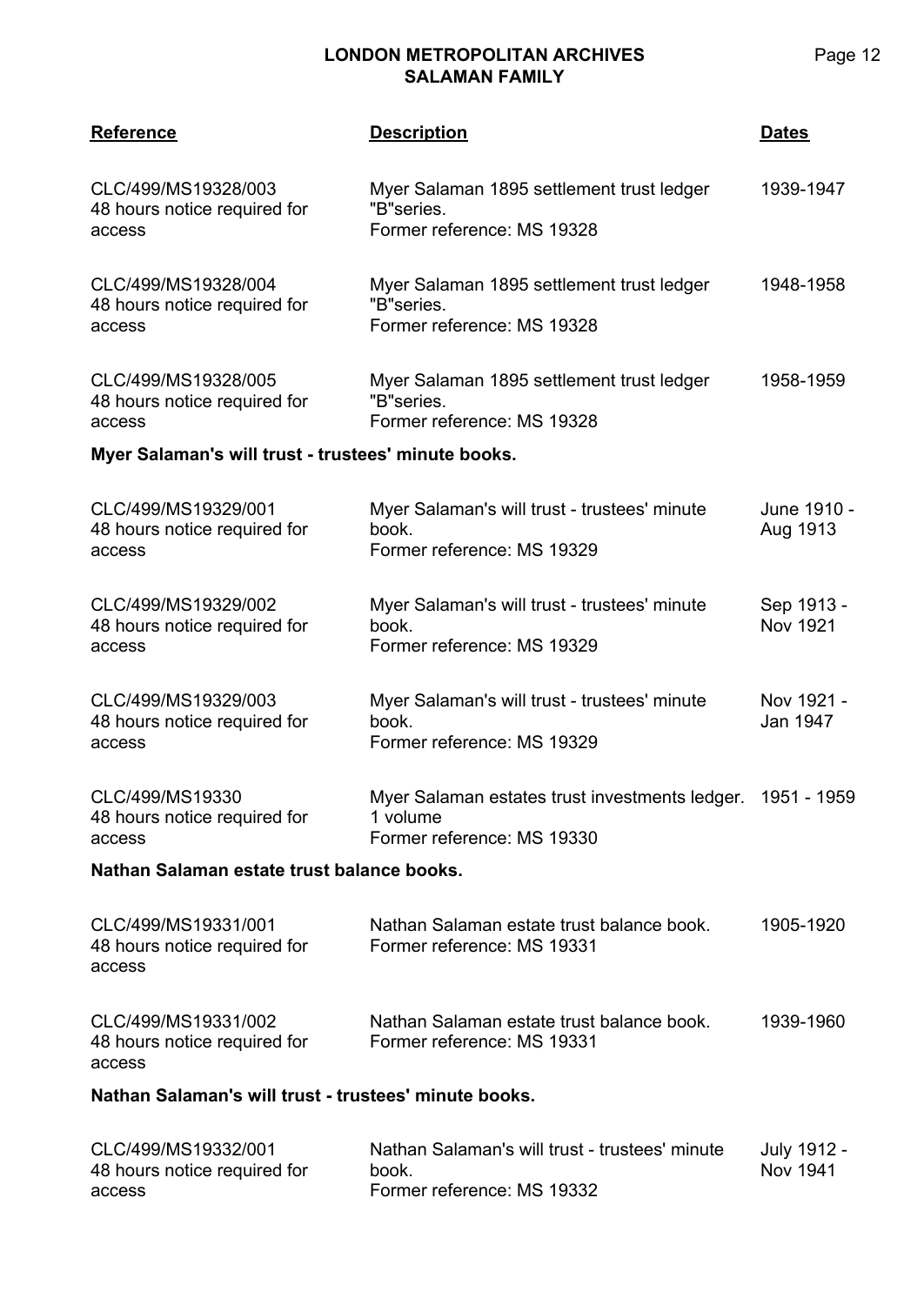| Reference | Description | Dates |
| --- | --- | --- |
| CLC/499/MS19328/003<br>48 hours notice required for access | Myer Salaman 1895 settlement trust ledger "B"series.<br>Former reference: MS 19328 | 1939-1947 |
| CLC/499/MS19328/004<br>48 hours notice required for access | Myer Salaman 1895 settlement trust ledger "B"series.<br>Former reference: MS 19328 | 1948-1958 |
| CLC/499/MS19328/005<br>48 hours notice required for access | Myer Salaman 1895 settlement trust ledger "B"series.<br>Former reference: MS 19328 | 1958-1959 |

**Myer Salaman's will trust - trustees' minute books.**

| Reference | Description | Dates |
| --- | --- | --- |
| CLC/499/MS19329/001<br>48 hours notice required for access | Myer Salaman's will trust - trustees' minute book.<br>Former reference: MS 19329 | June 1910 - Aug 1913 |
| CLC/499/MS19329/002<br>48 hours notice required for access | Myer Salaman's will trust - trustees' minute book.<br>Former reference: MS 19329 | Sep 1913 - Nov 1921 |
| CLC/499/MS19329/003<br>48 hours notice required for access | Myer Salaman's will trust - trustees' minute book.<br>Former reference: MS 19329 | Nov 1921 - Jan 1947 |
| CLC/499/MS19330<br>48 hours notice required for access | Myer Salaman estates trust investments ledger.<br>1 volume<br>Former reference: MS 19330 | 1951 - 1959 |

**Nathan Salaman estate trust balance books.**

| Reference | Description | Dates |
| --- | --- | --- |
| CLC/499/MS19331/001<br>48 hours notice required for access | Nathan Salaman estate trust balance book.<br>Former reference: MS 19331 | 1905-1920 |
| CLC/499/MS19331/002<br>48 hours notice required for access | Nathan Salaman estate trust balance book.<br>Former reference: MS 19331 | 1939-1960 |

**Nathan Salaman's will trust - trustees' minute books.**

| Reference | Description | Dates |
| --- | --- | --- |
| CLC/499/MS19332/001<br>48 hours notice required for access | Nathan Salaman's will trust - trustees' minute book.<br>Former reference: MS 19332 | July 1912 - Nov 1941 |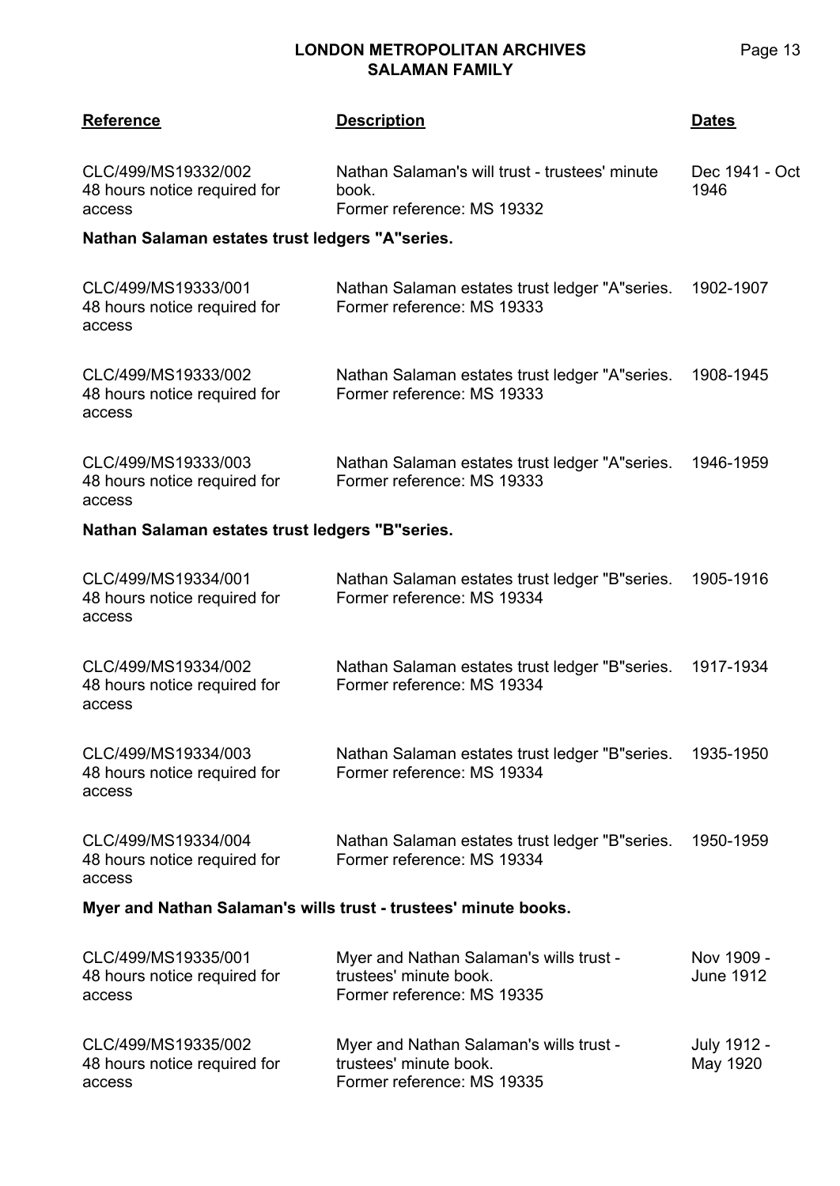| Reference | Description | Dates |
|---|---|---|
| CLC/499/MS19332/002<br>48 hours notice required for access | Nathan Salaman's will trust - trustees' minute book.<br>Former reference: MS 19332 | Dec 1941 - Oct 1946 |

**Nathan Salaman estates trust ledgers "A"series.**

| Reference | Description | Dates |
|---|---|---|
| CLC/499/MS19333/001<br>48 hours notice required for access | Nathan Salaman estates trust ledger "A"series.<br>Former reference: MS 19333 | 1902-1907 |
| CLC/499/MS19333/002<br>48 hours notice required for access | Nathan Salaman estates trust ledger "A"series.<br>Former reference: MS 19333 | 1908-1945 |
| CLC/499/MS19333/003<br>48 hours notice required for access | Nathan Salaman estates trust ledger "A"series.<br>Former reference: MS 19333 | 1946-1959 |

**Nathan Salaman estates trust ledgers "B"series.**

| Reference | Description | Dates |
|---|---|---|
| CLC/499/MS19334/001<br>48 hours notice required for access | Nathan Salaman estates trust ledger "B"series.<br>Former reference: MS 19334 | 1905-1916 |
| CLC/499/MS19334/002<br>48 hours notice required for access | Nathan Salaman estates trust ledger "B"series.<br>Former reference: MS 19334 | 1917-1934 |
| CLC/499/MS19334/003<br>48 hours notice required for access | Nathan Salaman estates trust ledger "B"series.<br>Former reference: MS 19334 | 1935-1950 |
| CLC/499/MS19334/004<br>48 hours notice required for access | Nathan Salaman estates trust ledger "B"series.<br>Former reference: MS 19334 | 1950-1959 |

**Myer and Nathan Salaman's wills trust - trustees' minute books.**

| Reference | Description | Dates |
|---|---|---|
| CLC/499/MS19335/001<br>48 hours notice required for access | Myer and Nathan Salaman's wills trust - trustees' minute book.<br>Former reference: MS 19335 | Nov 1909 - June 1912 |
| CLC/499/MS19335/002<br>48 hours notice required for access | Myer and Nathan Salaman's wills trust - trustees' minute book.<br>Former reference: MS 19335 | July 1912 - May 1920 |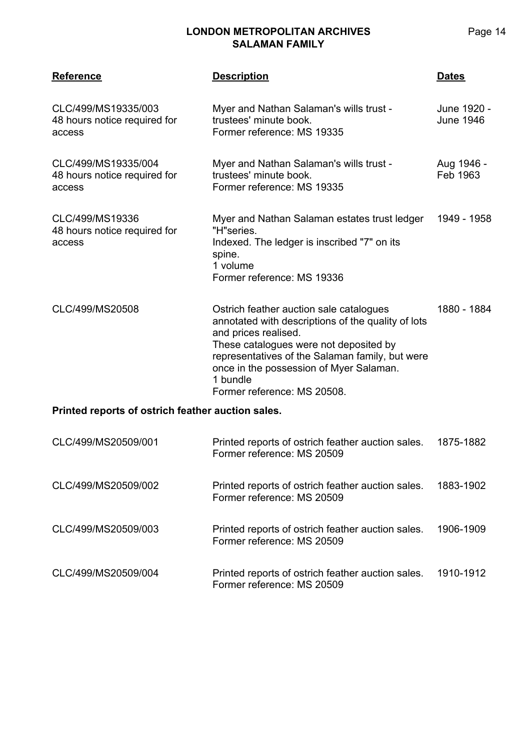| Reference | Description | Dates |
|---|---|---|
| CLC/499/MS19335/003<br>48 hours notice required for access | Myer and Nathan Salaman's wills trust - trustees' minute book.<br>Former reference: MS 19335 | June 1920 - June 1946 |
| CLC/499/MS19335/004<br>48 hours notice required for access | Myer and Nathan Salaman's wills trust - trustees' minute book.<br>Former reference: MS 19335 | Aug 1946 - Feb 1963 |
| CLC/499/MS19336<br>48 hours notice required for access | Myer and Nathan Salaman estates trust ledger "H"series.<br>Indexed. The ledger is inscribed "7" on its spine.<br>1 volume<br>Former reference: MS 19336 | 1949 - 1958 |
| CLC/499/MS20508 | Ostrich feather auction sale catalogues annotated with descriptions of the quality of lots and prices realised.<br>These catalogues were not deposited by representatives of the Salaman family, but were once in the possession of Myer Salaman.<br>1 bundle<br>Former reference: MS 20508. | 1880 - 1884 |

**Printed reports of ostrich feather auction sales.**

| Reference | Description | Dates |
|---|---|---|
| CLC/499/MS20509/001 | Printed reports of ostrich feather auction sales.<br>Former reference: MS 20509 | 1875-1882 |
| CLC/499/MS20509/002 | Printed reports of ostrich feather auction sales.<br>Former reference: MS 20509 | 1883-1902 |
| CLC/499/MS20509/003 | Printed reports of ostrich feather auction sales.<br>Former reference: MS 20509 | 1906-1909 |
| CLC/499/MS20509/004 | Printed reports of ostrich feather auction sales.<br>Former reference: MS 20509 | 1910-1912 |